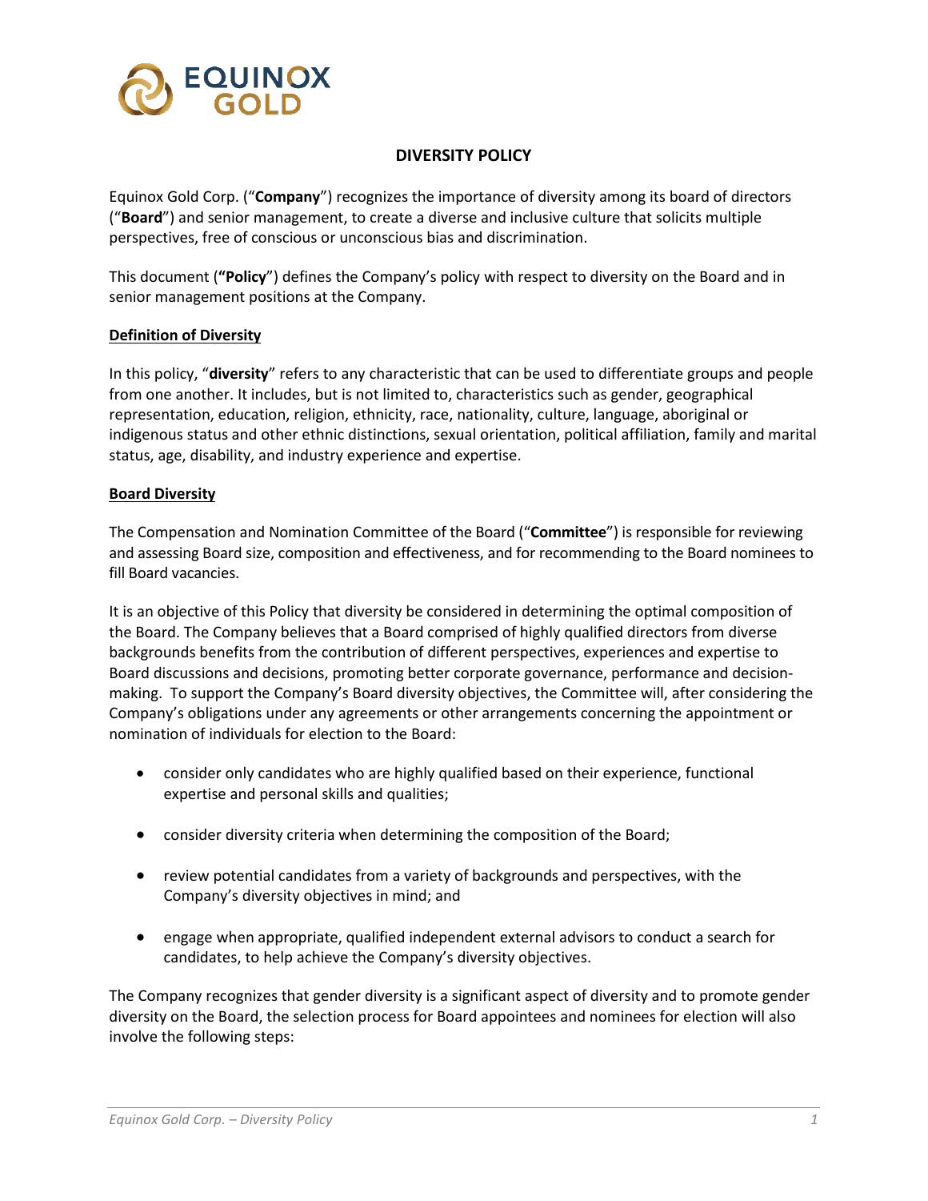# DIVERSITY POLICY

Equinox Gold Corp. ("**Company**") recognizes the importance of diversity among its board of directors ("**Board**") and senior management, to create a diverse and inclusive culture that solicits multiple perspectives, free of conscious or unconscious bias and discrimination.

This document (**"Policy**") defines the Company's policy with respect to diversity on the Board and in senior management positions at the Company.

## Definition of Diversity

In this policy, "**diversity**" refers to any characteristic that can be used to differentiate groups and people from one another. It includes, but is not limited to, characteristics such as gender, geographical representation, education, religion, ethnicity, race, nationality, culture, language, aboriginal or indigenous status and other ethnic distinctions, sexual orientation, political affiliation, family and marital status, age, disability, and industry experience and expertise.

## Board Diversity

The Compensation and Nomination Committee of the Board ("**Committee**") is responsible for reviewing and assessing Board size, composition and effectiveness, and for recommending to the Board nominees to fill Board vacancies.

It is an objective of this Policy that diversity be considered in determining the optimal composition of the Board. The Company believes that a Board comprised of highly qualified directors from diverse backgrounds benefits from the contribution of different perspectives, experiences and expertise to Board discussions and decisions, promoting better corporate governance, performance and decision-making. To support the Company's Board diversity objectives, the Committee will, after considering the Company's obligations under any agreements or other arrangements concerning the appointment or nomination of individuals for election to the Board:

- consider only candidates who are highly qualified based on their experience, functional expertise and personal skills and qualities;
- consider diversity criteria when determining the composition of the Board;
- review potential candidates from a variety of backgrounds and perspectives, with the Company's diversity objectives in mind; and
- engage when appropriate, qualified independent external advisors to conduct a search for candidates, to help achieve the Company's diversity objectives.

The Company recognizes that gender diversity is a significant aspect of diversity and to promote gender diversity on the Board, the selection process for Board appointees and nominees for election will also involve the following steps: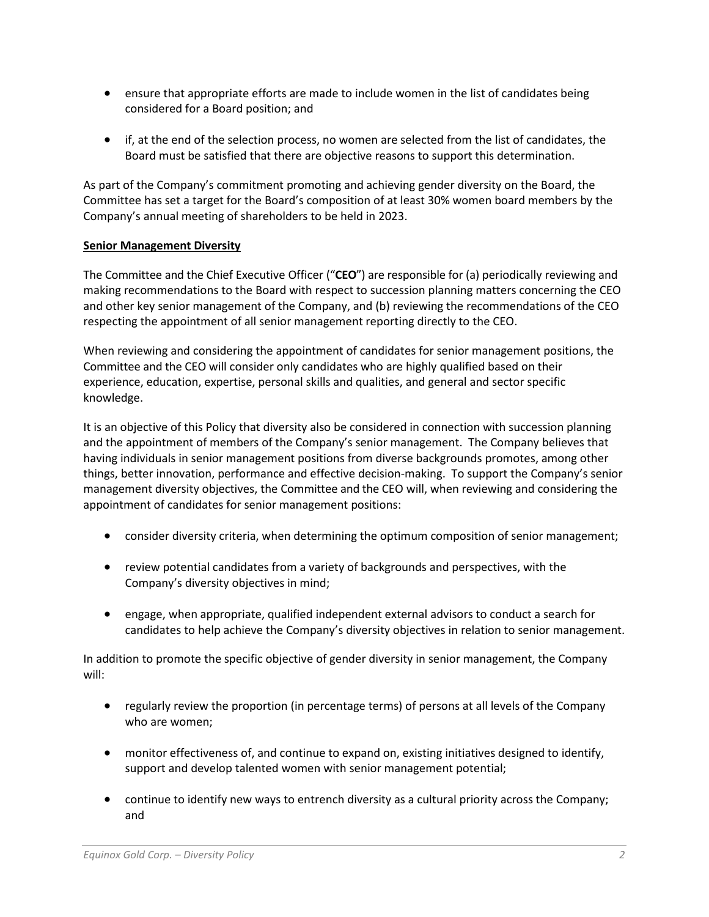- ensure that appropriate efforts are made to include women in the list of candidates being considered for a Board position; and
- if, at the end of the selection process, no women are selected from the list of candidates, the Board must be satisfied that there are objective reasons to support this determination.

As part of the Company's commitment promoting and achieving gender diversity on the Board, the Committee has set a target for the Board's composition of at least 30% women board members by the Company's annual meeting of shareholders to be held in 2023.

**Senior Management Diversity**

The Committee and the Chief Executive Officer ("**CEO**") are responsible for (a) periodically reviewing and making recommendations to the Board with respect to succession planning matters concerning the CEO and other key senior management of the Company, and (b) reviewing the recommendations of the CEO respecting the appointment of all senior management reporting directly to the CEO.

When reviewing and considering the appointment of candidates for senior management positions, the Committee and the CEO will consider only candidates who are highly qualified based on their experience, education, expertise, personal skills and qualities, and general and sector specific knowledge.

It is an objective of this Policy that diversity also be considered in connection with succession planning and the appointment of members of the Company's senior management. The Company believes that having individuals in senior management positions from diverse backgrounds promotes, among other things, better innovation, performance and effective decision-making. To support the Company's senior management diversity objectives, the Committee and the CEO will, when reviewing and considering the appointment of candidates for senior management positions:

- consider diversity criteria, when determining the optimum composition of senior management;
- review potential candidates from a variety of backgrounds and perspectives, with the Company's diversity objectives in mind;
- engage, when appropriate, qualified independent external advisors to conduct a search for candidates to help achieve the Company's diversity objectives in relation to senior management.

In addition to promote the specific objective of gender diversity in senior management, the Company will:

- regularly review the proportion (in percentage terms) of persons at all levels of the Company who are women;
- monitor effectiveness of, and continue to expand on, existing initiatives designed to identify, support and develop talented women with senior management potential;
- continue to identify new ways to entrench diversity as a cultural priority across the Company; and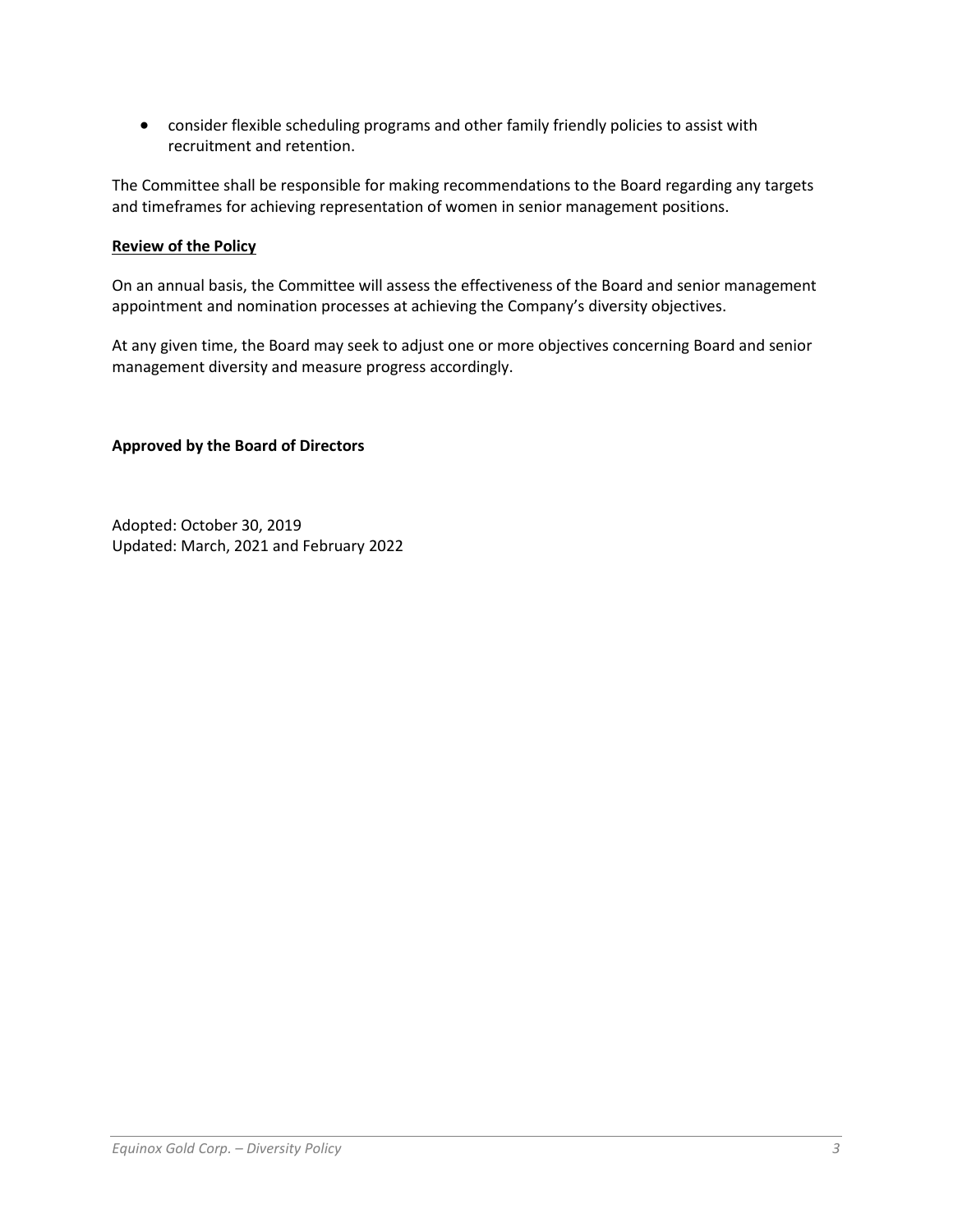- consider flexible scheduling programs and other family friendly policies to assist with recruitment and retention.

The Committee shall be responsible for making recommendations to the Board regarding any targets and timeframes for achieving representation of women in senior management positions.

## Review of the Policy

On an annual basis, the Committee will assess the effectiveness of the Board and senior management appointment and nomination processes at achieving the Company's diversity objectives.

At any given time, the Board may seek to adjust one or more objectives concerning Board and senior management diversity and measure progress accordingly.

**Approved by the Board of Directors**

Adopted: October 30, 2019
Updated: March, 2021 and February 2022